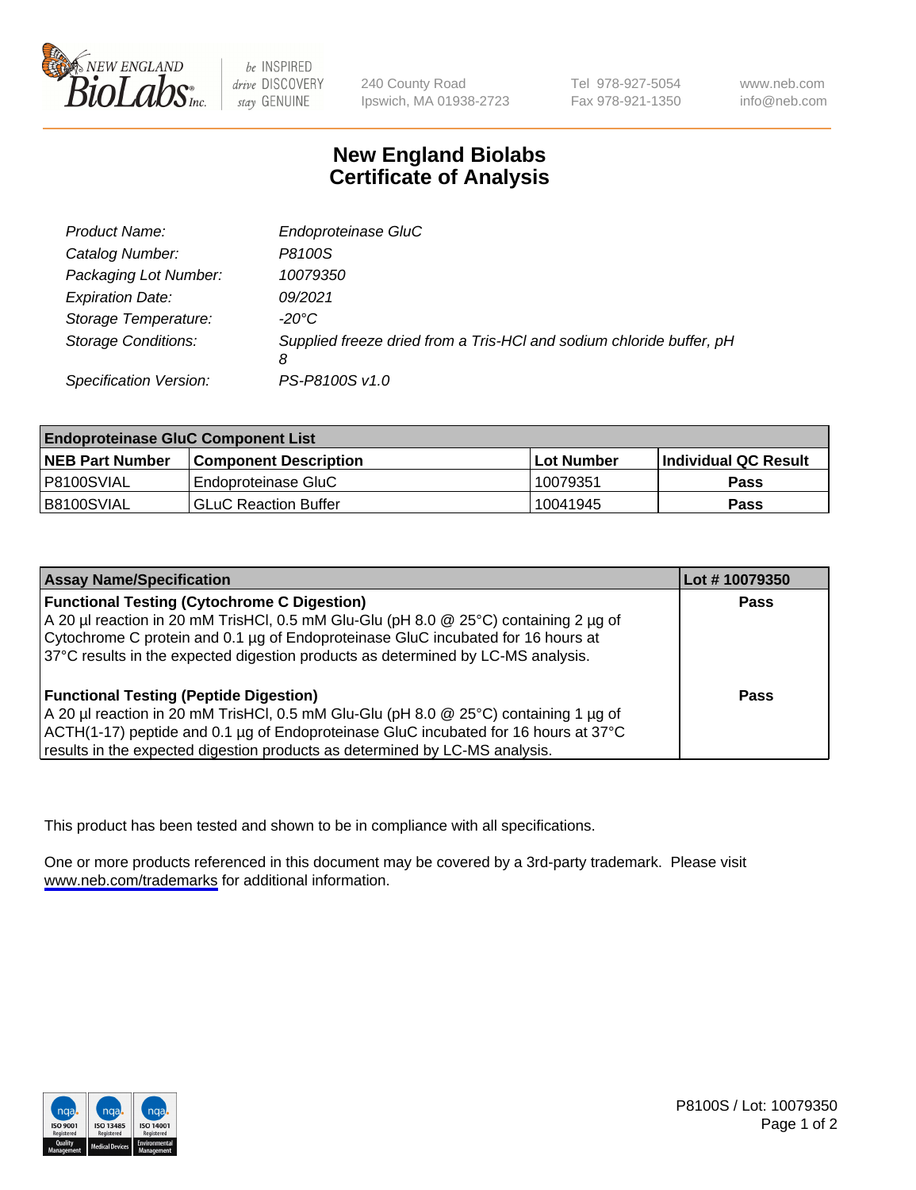New England BioLabs Inc. — be INSPIRED drive DISCOVERY stay GENUINE

240 County Road
Ipswich, MA 01938-2723

Tel 978-927-5054
Fax 978-921-1350

www.neb.com
info@neb.com

# New England Biolabs Certificate of Analysis

| | |
|---|---|
| *Product Name:* | *Endoproteinase GluC* |
| *Catalog Number:* | *P8100S* |
| *Packaging Lot Number:* | *10079350* |
| *Expiration Date:* | *09/2021* |
| *Storage Temperature:* | *-20°C* |
| *Storage Conditions:* | *Supplied freeze dried from a Tris-HCl and sodium chloride buffer, pH 8* |
| *Specification Version:* | *PS-P8100S v1.0* |

| **Endoproteinase GluC Component List** | | | |
|---|---|---|---|
| **NEB Part Number** | **Component Description** | **Lot Number** | **Individual QC Result** |
| P8100SVIAL | Endoproteinase GluC | 10079351 | **Pass** |
| B8100SVIAL | GLuC Reaction Buffer | 10041945 | **Pass** |

| **Assay Name/Specification** | **Lot # 10079350** |
|---|---|
| **Functional Testing (Cytochrome C Digestion)** A 20 µl reaction in 20 mM TrisHCl, 0.5 mM Glu-Glu (pH 8.0 @ 25°C) containing 2 µg of Cytochrome C protein and 0.1 µg of Endoproteinase GluC incubated for 16 hours at 37°C results in the expected digestion products as determined by LC-MS analysis. | **Pass** |
| **Functional Testing (Peptide Digestion)** A 20 µl reaction in 20 mM TrisHCl, 0.5 mM Glu-Glu (pH 8.0 @ 25°C) containing 1 µg of ACTH(1-17) peptide and 0.1 µg of Endoproteinase GluC incubated for 16 hours at 37°C results in the expected digestion products as determined by LC-MS analysis. | **Pass** |

This product has been tested and shown to be in compliance with all specifications.

One or more products referenced in this document may be covered by a 3rd-party trademark. Please visit www.neb.com/trademarks for additional information.

P8100S / Lot: 10079350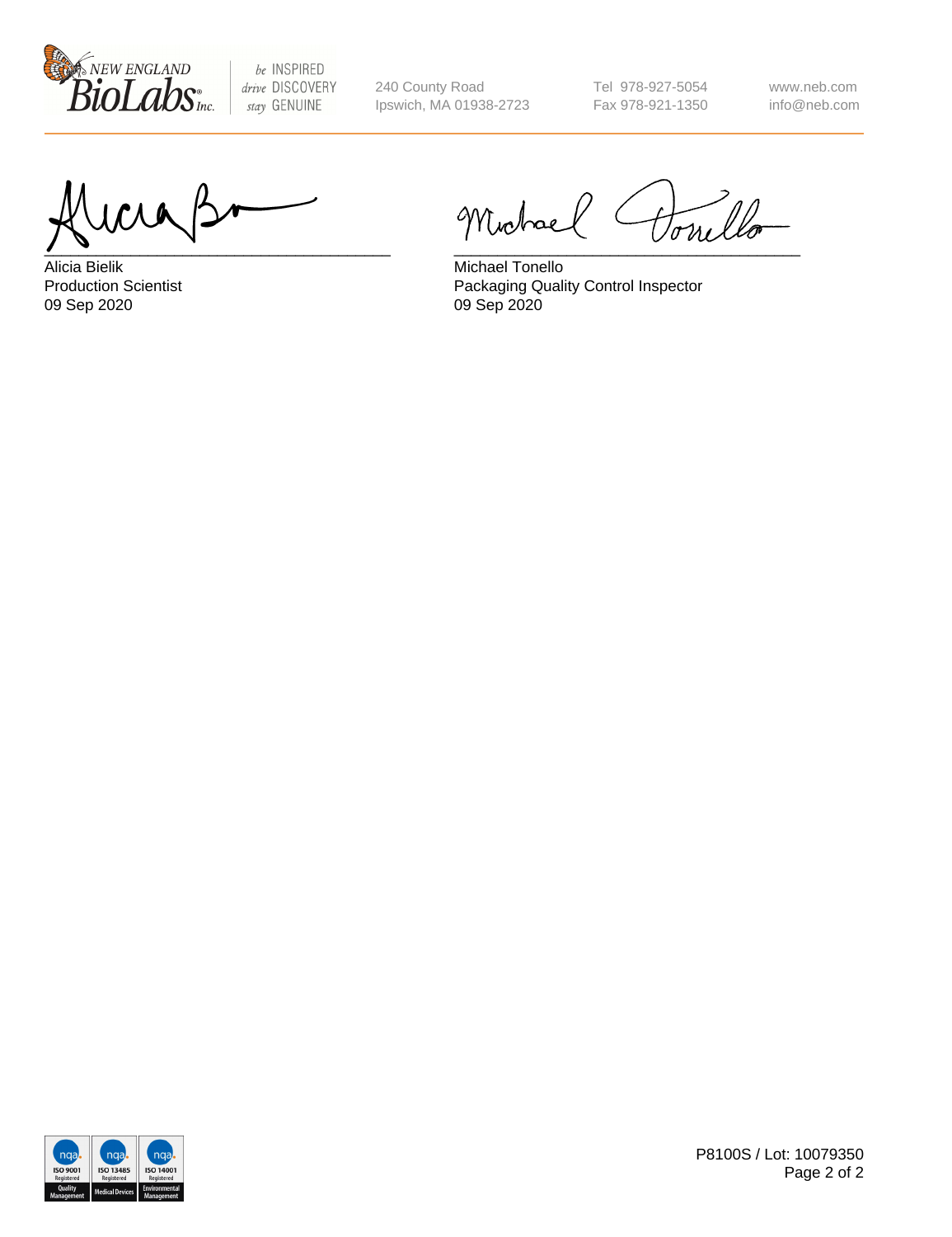be INSPIRED
drive DISCOVERY
stay GENUINE

240 County Road
Ipswich, MA 01938-2723

Tel 978-927-5054
Fax 978-921-1350

www.neb.com
info@neb.com

Alicia Bielik
Production Scientist
09 Sep 2020

Michael Tonello
Packaging Quality Control Inspector
09 Sep 2020

P8100S / Lot: 10079350